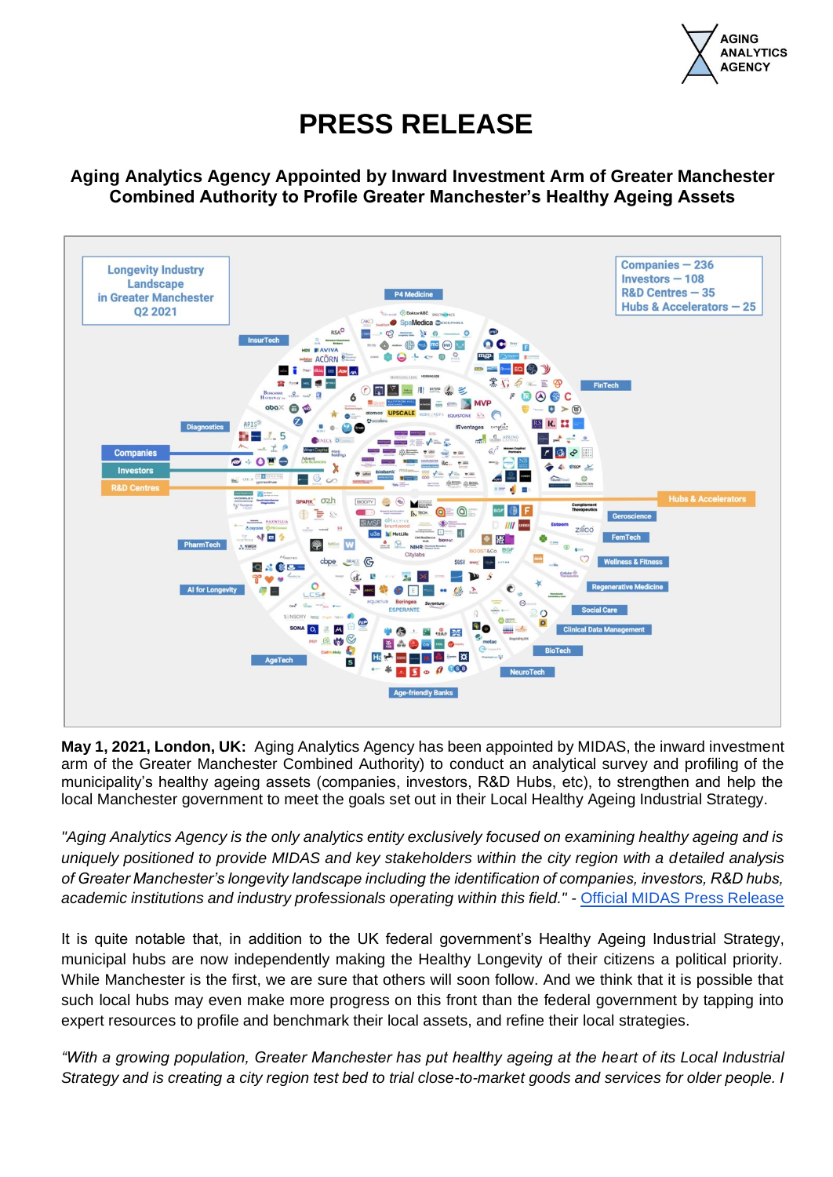# PRESS RELEASE

## Aging Analytics Agency Appointed by Inward Investment Arm of Greater Manchester Combined Authority to Profile Greater Manchester's Healthy Ageing Assets

**May 1, 2021, London, UK:** Aging Analytics Agency has been appointed by MIDAS, the inward investment arm of the Greater Manchester Combined Authority) to conduct an analytical survey and profiling of the municipality's healthy ageing assets (companies, investors, R&D Hubs, etc), to strengthen and help the local Manchester government to meet the goals set out in their Local Healthy Ageing Industrial Strategy.

*"Aging Analytics Agency is the only analytics entity exclusively focused on examining healthy ageing and is uniquely positioned to provide MIDAS and key stakeholders within the city region with a detailed analysis of Greater Manchester's longevity landscape including the identification of companies, investors, R&D hubs, academic institutions and industry professionals operating within this field."* - Official MIDAS Press Release

It is quite notable that, in addition to the UK federal government's Healthy Ageing Industrial Strategy, municipal hubs are now independently making the Healthy Longevity of their citizens a political priority. While Manchester is the first, we are sure that others will soon follow. And we think that it is possible that such local hubs may even make more progress on this front than the federal government by tapping into expert resources to profile and benchmark their local assets, and refine their local strategies.

*"With a growing population, Greater Manchester has put healthy ageing at the heart of its Local Industrial Strategy and is creating a city region test bed to trial close-to-market goods and services for older people. I*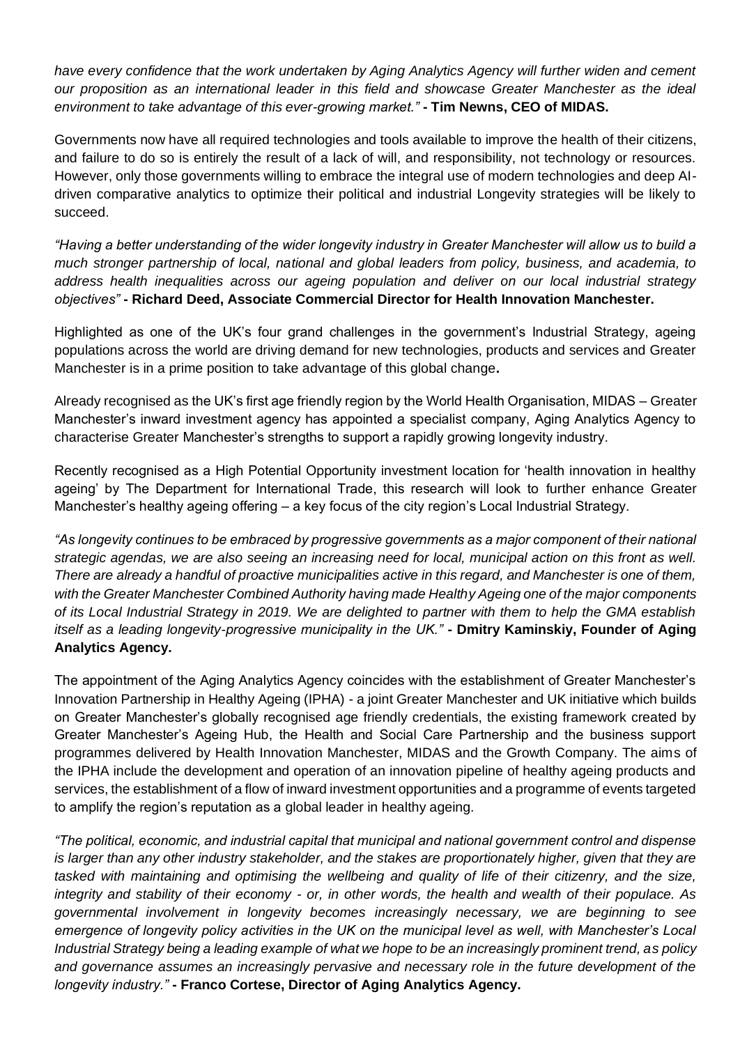*have every confidence that the work undertaken by Aging Analytics Agency will further widen and cement our proposition as an international leader in this field and showcase Greater Manchester as the ideal environment to take advantage of this ever-growing market."* **- Tim Newns, CEO of MIDAS.**

Governments now have all required technologies and tools available to improve the health of their citizens, and failure to do so is entirely the result of a lack of will, and responsibility, not technology or resources. However, only those governments willing to embrace the integral use of modern technologies and deep AI-driven comparative analytics to optimize their political and industrial Longevity strategies will be likely to succeed.

*"Having a better understanding of the wider longevity industry in Greater Manchester will allow us to build a much stronger partnership of local, national and global leaders from policy, business, and academia, to address health inequalities across our ageing population and deliver on our local industrial strategy objectives"* **- Richard Deed, Associate Commercial Director for Health Innovation Manchester.**

Highlighted as one of the UK's four grand challenges in the government's Industrial Strategy, ageing populations across the world are driving demand for new technologies, products and services and Greater Manchester is in a prime position to take advantage of this global change**.**

Already recognised as the UK's first age friendly region by the World Health Organisation, MIDAS – Greater Manchester's inward investment agency has appointed a specialist company, Aging Analytics Agency to characterise Greater Manchester's strengths to support a rapidly growing longevity industry.

Recently recognised as a High Potential Opportunity investment location for 'health innovation in healthy ageing' by The Department for International Trade, this research will look to further enhance Greater Manchester's healthy ageing offering – a key focus of the city region's Local Industrial Strategy.

*"As longevity continues to be embraced by progressive governments as a major component of their national strategic agendas, we are also seeing an increasing need for local, municipal action on this front as well. There are already a handful of proactive municipalities active in this regard, and Manchester is one of them, with the Greater Manchester Combined Authority having made Healthy Ageing one of the major components of its Local Industrial Strategy in 2019. We are delighted to partner with them to help the GMA establish itself as a leading longevity-progressive municipality in the UK."* **- Dmitry Kaminskiy, Founder of Aging Analytics Agency.**

The appointment of the Aging Analytics Agency coincides with the establishment of Greater Manchester's Innovation Partnership in Healthy Ageing (IPHA) - a joint Greater Manchester and UK initiative which builds on Greater Manchester's globally recognised age friendly credentials, the existing framework created by Greater Manchester's Ageing Hub, the Health and Social Care Partnership and the business support programmes delivered by Health Innovation Manchester, MIDAS and the Growth Company. The aims of the IPHA include the development and operation of an innovation pipeline of healthy ageing products and services, the establishment of a flow of inward investment opportunities and a programme of events targeted to amplify the region's reputation as a global leader in healthy ageing.

*"The political, economic, and industrial capital that municipal and national government control and dispense is larger than any other industry stakeholder, and the stakes are proportionately higher, given that they are tasked with maintaining and optimising the wellbeing and quality of life of their citizenry, and the size, integrity and stability of their economy - or, in other words, the health and wealth of their populace. As governmental involvement in longevity becomes increasingly necessary, we are beginning to see emergence of longevity policy activities in the UK on the municipal level as well, with Manchester's Local Industrial Strategy being a leading example of what we hope to be an increasingly prominent trend, as policy and governance assumes an increasingly pervasive and necessary role in the future development of the longevity industry."* **- Franco Cortese, Director of Aging Analytics Agency.**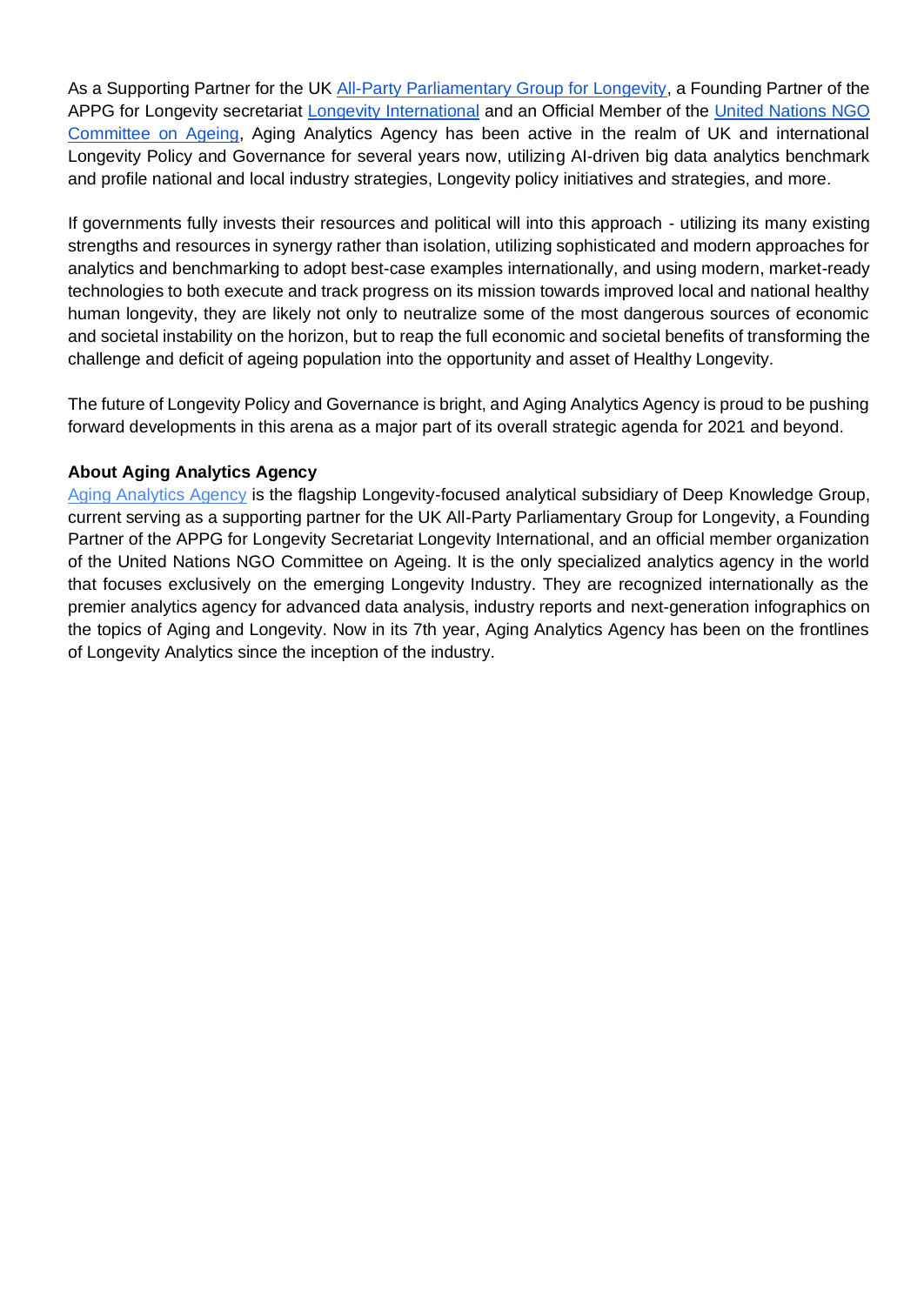As a Supporting Partner for the UK All-Party Parliamentary Group for Longevity, a Founding Partner of the APPG for Longevity secretariat Longevity International and an Official Member of the United Nations NGO Committee on Ageing, Aging Analytics Agency has been active in the realm of UK and international Longevity Policy and Governance for several years now, utilizing AI-driven big data analytics benchmark and profile national and local industry strategies, Longevity policy initiatives and strategies, and more.

If governments fully invests their resources and political will into this approach - utilizing its many existing strengths and resources in synergy rather than isolation, utilizing sophisticated and modern approaches for analytics and benchmarking to adopt best-case examples internationally, and using modern, market-ready technologies to both execute and track progress on its mission towards improved local and national healthy human longevity, they are likely not only to neutralize some of the most dangerous sources of economic and societal instability on the horizon, but to reap the full economic and societal benefits of transforming the challenge and deficit of ageing population into the opportunity and asset of Healthy Longevity.

The future of Longevity Policy and Governance is bright, and Aging Analytics Agency is proud to be pushing forward developments in this arena as a major part of its overall strategic agenda for 2021 and beyond.

**About Aging Analytics Agency**

Aging Analytics Agency is the flagship Longevity-focused analytical subsidiary of Deep Knowledge Group, current serving as a supporting partner for the UK All-Party Parliamentary Group for Longevity, a Founding Partner of the APPG for Longevity Secretariat Longevity International, and an official member organization of the United Nations NGO Committee on Ageing. It is the only specialized analytics agency in the world that focuses exclusively on the emerging Longevity Industry. They are recognized internationally as the premier analytics agency for advanced data analysis, industry reports and next-generation infographics on the topics of Aging and Longevity. Now in its 7th year, Aging Analytics Agency has been on the frontlines of Longevity Analytics since the inception of the industry.